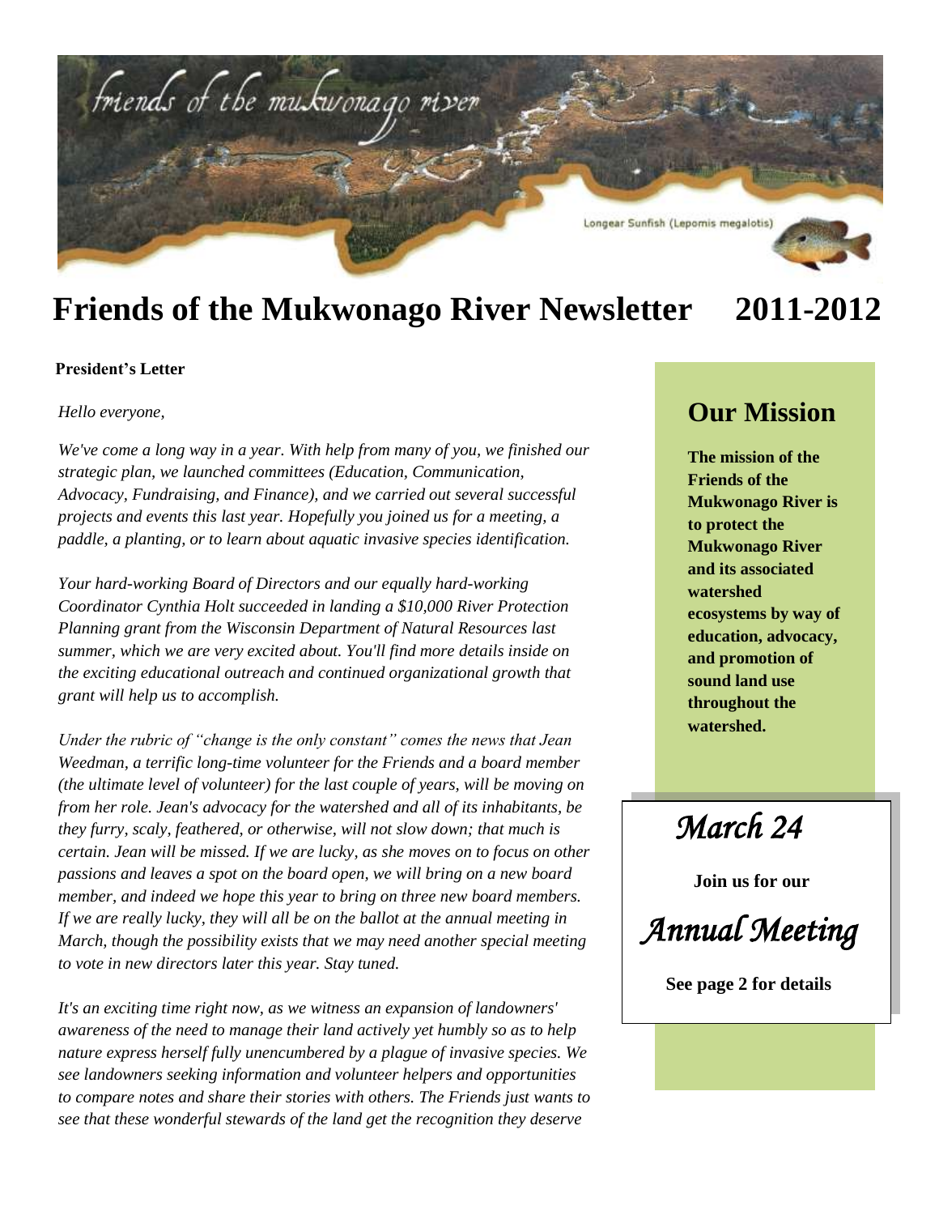friends of the mukwonago river

Longear Sunfish (Lepomis megalotis)

# Friends of the Mukwonago River Newsletter 2011-2012

**President's Letter**

*Hello everyone,*

*We've come a long way in a year. With help from many of you, we finished our strategic plan, we launched committees (Education, Communication, Advocacy, Fundraising, and Finance), and we carried out several successful projects and events this last year. Hopefully you joined us for a meeting, a paddle, a planting, or to learn about aquatic invasive species identification.*

*Your hard-working Board of Directors and our equally hard-working Coordinator Cynthia Holt succeeded in landing a $10,000 River Protection Planning grant from the Wisconsin Department of Natural Resources last summer, which we are very excited about. You'll find more details inside on the exciting educational outreach and continued organizational growth that grant will help us to accomplish.*

*Under the rubric of "change is the only constant" comes the news that Jean Weedman, a terrific long-time volunteer for the Friends and a board member (the ultimate level of volunteer) for the last couple of years, will be moving on from her role. Jean's advocacy for the watershed and all of its inhabitants, be they furry, scaly, feathered, or otherwise, will not slow down; that much is certain. Jean will be missed. If we are lucky, as she moves on to focus on other passions and leaves a spot on the board open, we will bring on a new board member, and indeed we hope this year to bring on three new board members. If we are really lucky, they will all be on the ballot at the annual meeting in March, though the possibility exists that we may need another special meeting to vote in new directors later this year. Stay tuned.*

*It's an exciting time right now, as we witness an expansion of landowners' awareness of the need to manage their land actively yet humbly so as to help nature express herself fully unencumbered by a plague of invasive species. We see landowners seeking information and volunteer helpers and opportunities to compare notes and share their stories with others. The Friends just wants to see that these wonderful stewards of the land get the recognition they deserve*

## Our Mission

**The mission of the Friends of the Mukwonago River is to protect the Mukwonago River and its associated watershed ecosystems by way of education, advocacy, and promotion of sound land use throughout the watershed.**

*March 24*

**Join us for our**

*Annual Meeting*

**See page 2 for details**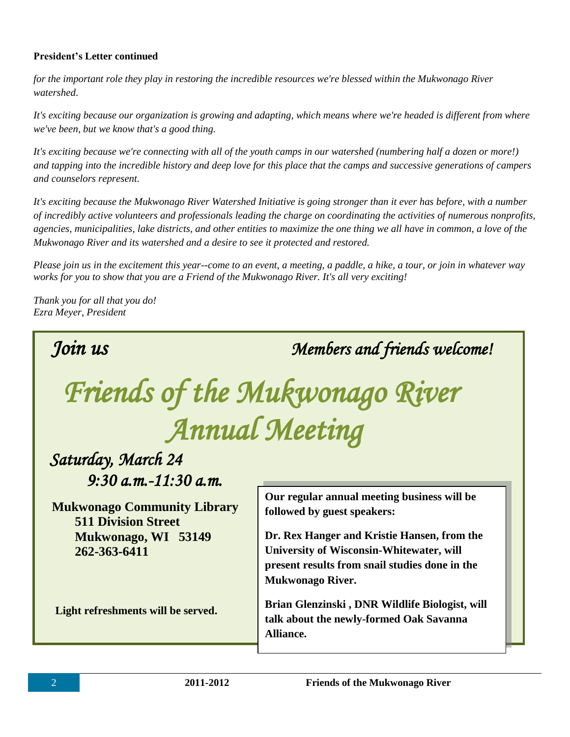**President's Letter continued**

*for the important role they play in restoring the incredible resources we're blessed within the Mukwonago River watershed.*

*It's exciting because our organization is growing and adapting, which means where we're headed is different from where we've been, but we know that's a good thing.*

*It's exciting because we're connecting with all of the youth camps in our watershed (numbering half a dozen or more!) and tapping into the incredible history and deep love for this place that the camps and successive generations of campers and counselors represent.*

*It's exciting because the Mukwonago River Watershed Initiative is going stronger than it ever has before, with a number of incredibly active volunteers and professionals leading the charge on coordinating the activities of numerous nonprofits, agencies, municipalities, lake districts, and other entities to maximize the one thing we all have in common, a love of the Mukwonago River and its watershed and a desire to see it protected and restored.*

*Please join us in the excitement this year--come to an event, a meeting, a paddle, a hike, a tour, or join in whatever way works for you to show that you are a Friend of the Mukwonago River. It's all very exciting!*

*Thank you for all that you do!*
*Ezra Meyer, President*

*Join us* *Members and friends welcome!*

# *Friends of the Mukwonago River Annual Meeting*

## *Saturday, March 24*

*9:30 a.m.-11:30 a.m.*

**Mukwonago Community Library**
**511 Division Street**
**Mukwonago, WI 53149**
**262-363-6411**

**Light refreshments will be served.**

**Our regular annual meeting business will be followed by guest speakers:**

**Dr. Rex Hanger and Kristie Hansen, from the University of Wisconsin-Whitewater, will present results from snail studies done in the Mukwonago River.**

**Brian Glenzinski , DNR Wildlife Biologist, will talk about the newly-formed Oak Savanna Alliance.**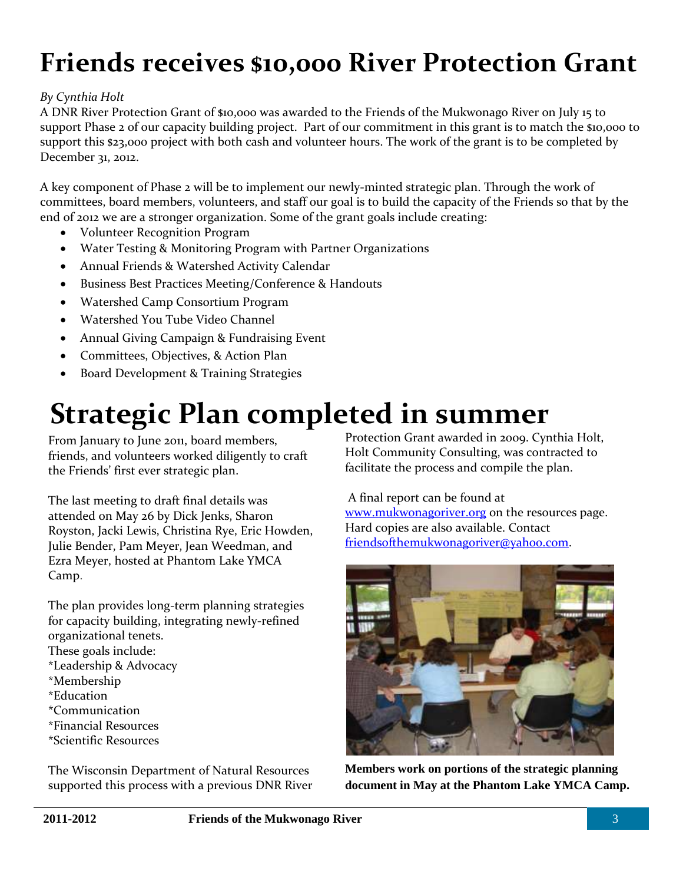# Friends receives $10,000 River Protection Grant

*By Cynthia Holt*

A DNR River Protection Grant of $10,000 was awarded to the Friends of the Mukwonago River on July 15 to support Phase 2 of our capacity building project. Part of our commitment in this grant is to match the $10,000 to support this $23,000 project with both cash and volunteer hours. The work of the grant is to be completed by December 31, 2012.

A key component of Phase 2 will be to implement our newly-minted strategic plan. Through the work of committees, board members, volunteers, and staff our goal is to build the capacity of the Friends so that by the end of 2012 we are a stronger organization. Some of the grant goals include creating:

- Volunteer Recognition Program
- Water Testing & Monitoring Program with Partner Organizations
- Annual Friends & Watershed Activity Calendar
- Business Best Practices Meeting/Conference & Handouts
- Watershed Camp Consortium Program
- Watershed You Tube Video Channel
- Annual Giving Campaign & Fundraising Event
- Committees, Objectives, & Action Plan
- Board Development & Training Strategies

# Strategic Plan completed in summer

From January to June 2011, board members, friends, and volunteers worked diligently to craft the Friends' first ever strategic plan.

The last meeting to draft final details was attended on May 26 by Dick Jenks, Sharon Royston, Jacki Lewis, Christina Rye, Eric Howden, Julie Bender, Pam Meyer, Jean Weedman, and Ezra Meyer, hosted at Phantom Lake YMCA Camp.

The plan provides long-term planning strategies for capacity building, integrating newly-refined organizational tenets.
These goals include:
*Leadership & Advocacy
*Membership
*Education
*Communication
*Financial Resources
*Scientific Resources

The Wisconsin Department of Natural Resources supported this process with a previous DNR River Protection Grant awarded in 2009. Cynthia Holt, Holt Community Consulting, was contracted to facilitate the process and compile the plan.

A final report can be found at www.mukwonagoriver.org on the resources page. Hard copies are also available. Contact friendsofthemukwonagoriver@yahoo.com.

**Members work on portions of the strategic planning document in May at the Phantom Lake YMCA Camp.**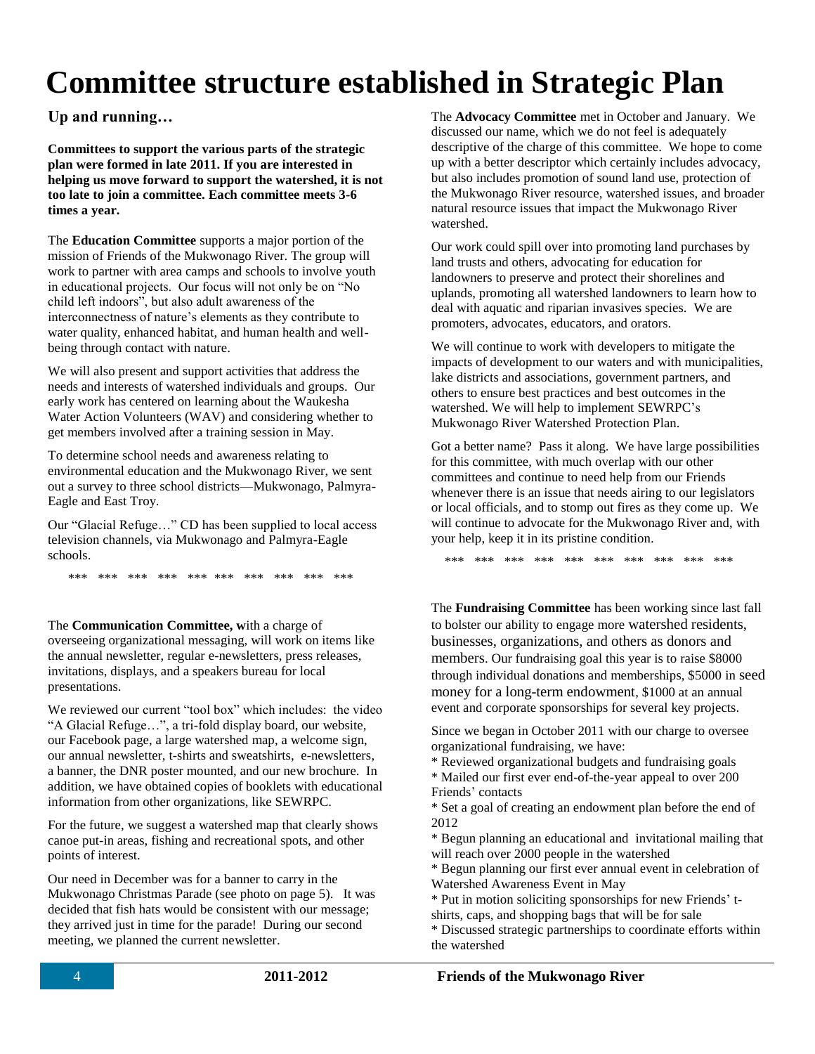# Committee structure established in Strategic Plan

## Up and running…

**Committees to support the various parts of the strategic plan were formed in late 2011. If you are interested in helping us move forward to support the watershed, it is not too late to join a committee. Each committee meets 3-6 times a year.**

The **Education Committee** supports a major portion of the mission of Friends of the Mukwonago River. The group will work to partner with area camps and schools to involve youth in educational projects. Our focus will not only be on "No child left indoors", but also adult awareness of the interconnectness of nature's elements as they contribute to water quality, enhanced habitat, and human health and well-being through contact with nature.

We will also present and support activities that address the needs and interests of watershed individuals and groups. Our early work has centered on learning about the Waukesha Water Action Volunteers (WAV) and considering whether to get members involved after a training session in May.

To determine school needs and awareness relating to environmental education and the Mukwonago River, we sent out a survey to three school districts—Mukwonago, Palmyra-Eagle and East Troy.

Our "Glacial Refuge…" CD has been supplied to local access television channels, via Mukwonago and Palmyra-Eagle schools.

*** *** *** *** *** *** *** *** *** ***

The **Communication Committee,** with a charge of overseeing organizational messaging, will work on items like the annual newsletter, regular e-newsletters, press releases, invitations, displays, and a speakers bureau for local presentations.

We reviewed our current "tool box" which includes: the video "A Glacial Refuge…", a tri-fold display board, our website, our Facebook page, a large watershed map, a welcome sign, our annual newsletter, t-shirts and sweatshirts, e-newsletters, a banner, the DNR poster mounted, and our new brochure. In addition, we have obtained copies of booklets with educational information from other organizations, like SEWRPC.

For the future, we suggest a watershed map that clearly shows canoe put-in areas, fishing and recreational spots, and other points of interest.

Our need in December was for a banner to carry in the Mukwonago Christmas Parade (see photo on page 5). It was decided that fish hats would be consistent with our message; they arrived just in time for the parade! During our second meeting, we planned the current newsletter.

The **Advocacy Committee** met in October and January. We discussed our name, which we do not feel is adequately descriptive of the charge of this committee. We hope to come up with a better descriptor which certainly includes advocacy, but also includes promotion of sound land use, protection of the Mukwonago River resource, watershed issues, and broader natural resource issues that impact the Mukwonago River watershed.

Our work could spill over into promoting land purchases by land trusts and others, advocating for education for landowners to preserve and protect their shorelines and uplands, promoting all watershed landowners to learn how to deal with aquatic and riparian invasives species. We are promoters, advocates, educators, and orators.

We will continue to work with developers to mitigate the impacts of development to our waters and with municipalities, lake districts and associations, government partners, and others to ensure best practices and best outcomes in the watershed. We will help to implement SEWRPC's Mukwonago River Watershed Protection Plan.

Got a better name? Pass it along. We have large possibilities for this committee, with much overlap with our other committees and continue to need help from our Friends whenever there is an issue that needs airing to our legislators or local officials, and to stomp out fires as they come up. We will continue to advocate for the Mukwonago River and, with your help, keep it in its pristine condition.

*** *** *** *** *** *** *** *** *** ***

The **Fundraising Committee** has been working since last fall to bolster our ability to engage more watershed residents, businesses, organizations, and others as donors and members. Our fundraising goal this year is to raise $8000 through individual donations and memberships, $5000 in seed money for a long-term endowment, $1000 at an annual event and corporate sponsorships for several key projects.

Since we began in October 2011 with our charge to oversee organizational fundraising, we have:

* Reviewed organizational budgets and fundraising goals
* Mailed our first ever end-of-the-year appeal to over 200 Friends' contacts
* Set a goal of creating an endowment plan before the end of 2012
* Begun planning an educational and invitational mailing that will reach over 2000 people in the watershed
* Begun planning our first ever annual event in celebration of Watershed Awareness Event in May
* Put in motion soliciting sponsorships for new Friends' t-shirts, caps, and shopping bags that will be for sale
* Discussed strategic partnerships to coordinate efforts within the watershed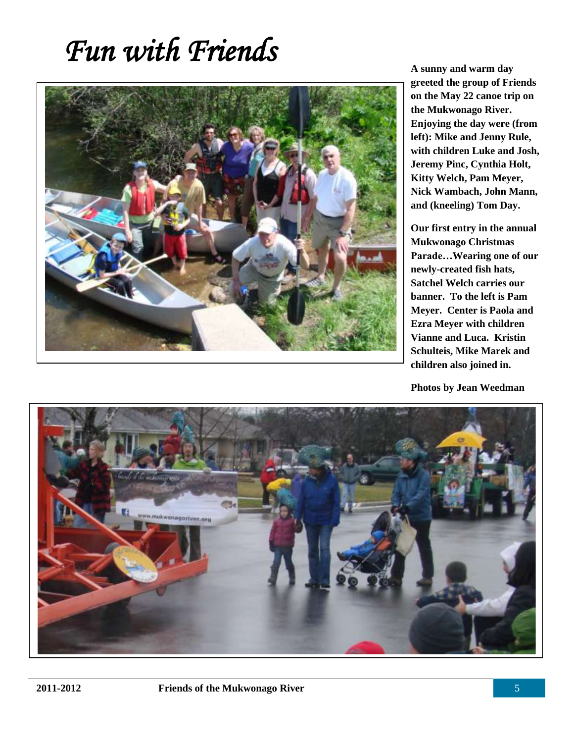# *Fun with Friends*

**A sunny and warm day greeted the group of Friends on the May 22 canoe trip on the Mukwonago River. Enjoying the day were (from left): Mike and Jenny Rule, with children Luke and Josh, Jeremy Pinc, Cynthia Holt, Kitty Welch, Pam Meyer, Nick Wambach, John Mann, and (kneeling) Tom Day.**

**Our first entry in the annual Mukwonago Christmas Parade…Wearing one of our newly-created fish hats, Satchel Welch carries our banner. To the left is Pam Meyer. Center is Paola and Ezra Meyer with children Vianne and Luca. Kristin Schulteis, Mike Marek and children also joined in.**

**Photos by Jean Weedman**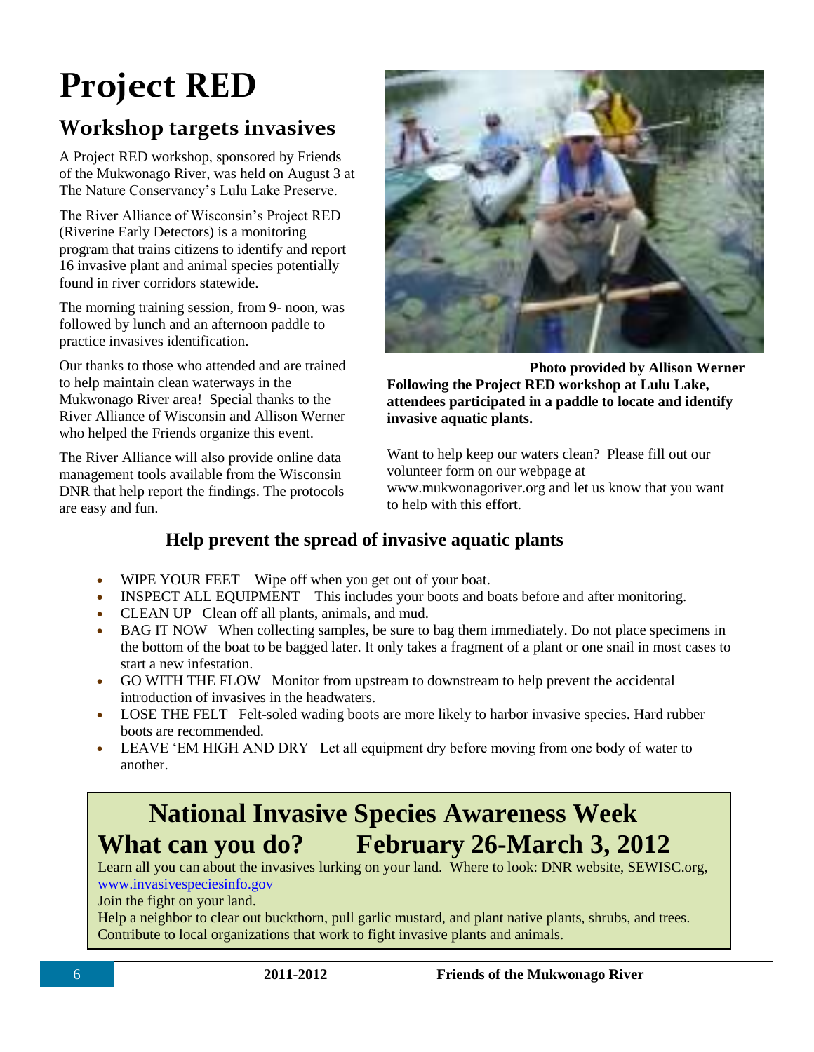# Project RED

## Workshop targets invasives

A Project RED workshop, sponsored by Friends of the Mukwonago River, was held on August 3 at The Nature Conservancy's Lulu Lake Preserve.

The River Alliance of Wisconsin's Project RED (Riverine Early Detectors) is a monitoring program that trains citizens to identify and report 16 invasive plant and animal species potentially found in river corridors statewide.

The morning training session, from 9- noon, was followed by lunch and an afternoon paddle to practice invasives identification.

Our thanks to those who attended and are trained to help maintain clean waterways in the Mukwonago River area! Special thanks to the River Alliance of Wisconsin and Allison Werner who helped the Friends organize this event.

The River Alliance will also provide online data management tools available from the Wisconsin DNR that help report the findings. The protocols are easy and fun.

**Photo provided by Allison Werner**

**Following the Project RED workshop at Lulu Lake, attendees participated in a paddle to locate and identify invasive aquatic plants.**

Want to help keep our waters clean? Please fill out our volunteer form on our webpage at www.mukwonagoriver.org and let us know that you want to help with this effort.

### Help prevent the spread of invasive aquatic plants

- WIPE YOUR FEET   Wipe off when you get out of your boat.
- INSPECT ALL EQUIPMENT   This includes your boots and boats before and after monitoring.
- CLEAN UP   Clean off all plants, animals, and mud.
- BAG IT NOW   When collecting samples, be sure to bag them immediately. Do not place specimens in the bottom of the boat to be bagged later. It only takes a fragment of a plant or one snail in most cases to start a new infestation.
- GO WITH THE FLOW   Monitor from upstream to downstream to help prevent the accidental introduction of invasives in the headwaters.
- LOSE THE FELT   Felt-soled wading boots are more likely to harbor invasive species. Hard rubber boots are recommended.
- LEAVE 'EM HIGH AND DRY   Let all equipment dry before moving from one body of water to another.

## National Invasive Species Awareness Week
## What can you do? February 26-March 3, 2012

Learn all you can about the invasives lurking on your land. Where to look: DNR website, SEWISC.org, www.invasivespeciesinfo.gov

Join the fight on your land.

Help a neighbor to clear out buckthorn, pull garlic mustard, and plant native plants, shrubs, and trees.

Contribute to local organizations that work to fight invasive plants and animals.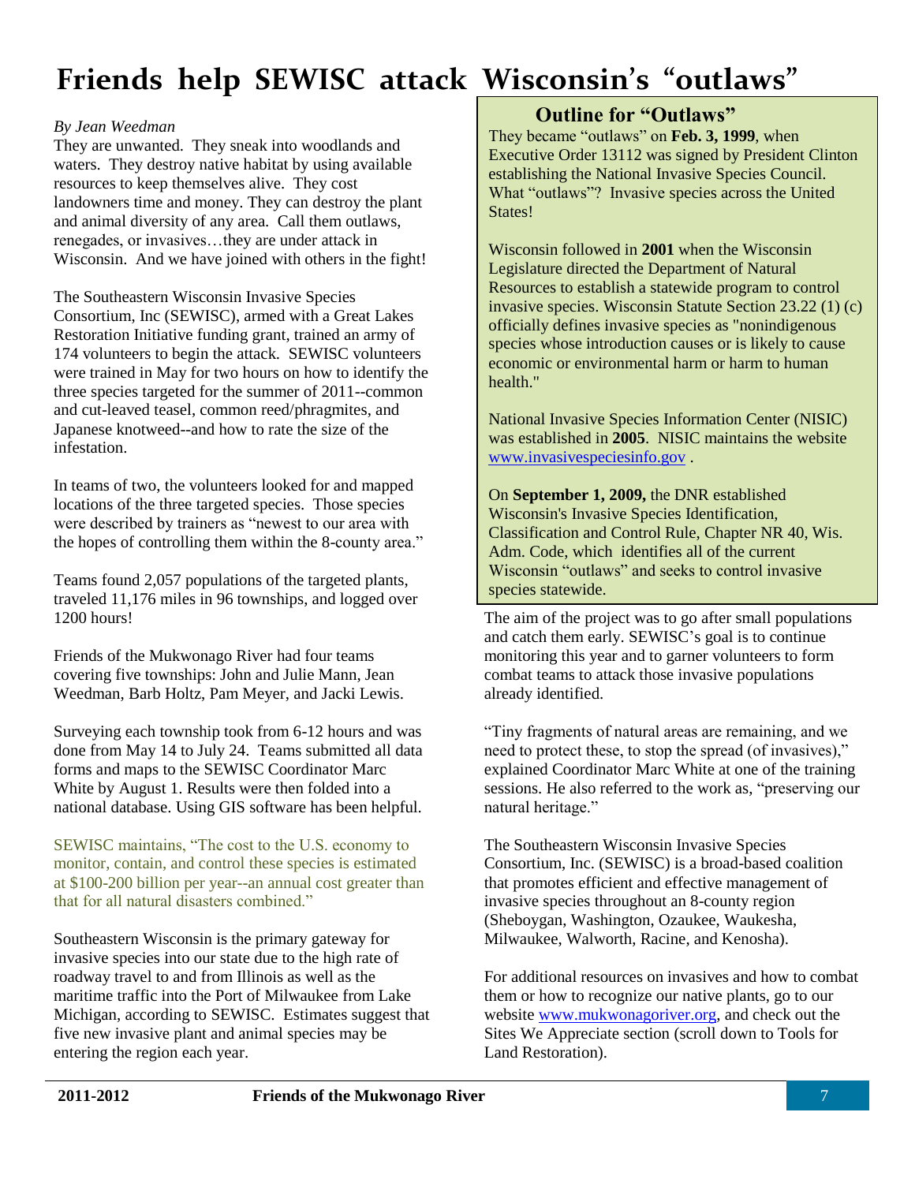# Friends help SEWISC attack Wisconsin's "outlaws"

*By Jean Weedman*

They are unwanted. They sneak into woodlands and waters. They destroy native habitat by using available resources to keep themselves alive. They cost landowners time and money. They can destroy the plant and animal diversity of any area. Call them outlaws, renegades, or invasives…they are under attack in Wisconsin. And we have joined with others in the fight!

The Southeastern Wisconsin Invasive Species Consortium, Inc (SEWISC), armed with a Great Lakes Restoration Initiative funding grant, trained an army of 174 volunteers to begin the attack. SEWISC volunteers were trained in May for two hours on how to identify the three species targeted for the summer of 2011--common and cut-leaved teasel, common reed/phragmites, and Japanese knotweed--and how to rate the size of the infestation.

In teams of two, the volunteers looked for and mapped locations of the three targeted species. Those species were described by trainers as "newest to our area with the hopes of controlling them within the 8-county area."

Teams found 2,057 populations of the targeted plants, traveled 11,176 miles in 96 townships, and logged over 1200 hours!

Friends of the Mukwonago River had four teams covering five townships: John and Julie Mann, Jean Weedman, Barb Holtz, Pam Meyer, and Jacki Lewis.

Surveying each township took from 6-12 hours and was done from May 14 to July 24. Teams submitted all data forms and maps to the SEWISC Coordinator Marc White by August 1. Results were then folded into a national database. Using GIS software has been helpful.

SEWISC maintains, "The cost to the U.S. economy to monitor, contain, and control these species is estimated at $100-200 billion per year--an annual cost greater than that for all natural disasters combined."

Southeastern Wisconsin is the primary gateway for invasive species into our state due to the high rate of roadway travel to and from Illinois as well as the maritime traffic into the Port of Milwaukee from Lake Michigan, according to SEWISC. Estimates suggest that five new invasive plant and animal species may be entering the region each year.

## Outline for "Outlaws"

They became "outlaws" on **Feb. 3, 1999**, when Executive Order 13112 was signed by President Clinton establishing the National Invasive Species Council. What "outlaws"? Invasive species across the United States!

Wisconsin followed in **2001** when the Wisconsin Legislature directed the Department of Natural Resources to establish a statewide program to control invasive species. Wisconsin Statute Section 23.22 (1) (c) officially defines invasive species as "nonindigenous species whose introduction causes or is likely to cause economic or environmental harm or harm to human health."

National Invasive Species Information Center (NISIC) was established in **2005**. NISIC maintains the website www.invasivespeciesinfo.gov .

On **September 1, 2009,** the DNR established Wisconsin's Invasive Species Identification, Classification and Control Rule, Chapter NR 40, Wis. Adm. Code, which identifies all of the current Wisconsin "outlaws" and seeks to control invasive species statewide.

The aim of the project was to go after small populations and catch them early. SEWISC's goal is to continue monitoring this year and to garner volunteers to form combat teams to attack those invasive populations already identified.

"Tiny fragments of natural areas are remaining, and we need to protect these, to stop the spread (of invasives)," explained Coordinator Marc White at one of the training sessions. He also referred to the work as, "preserving our natural heritage."

The Southeastern Wisconsin Invasive Species Consortium, Inc. (SEWISC) is a broad-based coalition that promotes efficient and effective management of invasive species throughout an 8-county region (Sheboygan, Washington, Ozaukee, Waukesha, Milwaukee, Walworth, Racine, and Kenosha).

For additional resources on invasives and how to combat them or how to recognize our native plants, go to our website www.mukwonagoriver.org, and check out the Sites We Appreciate section (scroll down to Tools for Land Restoration).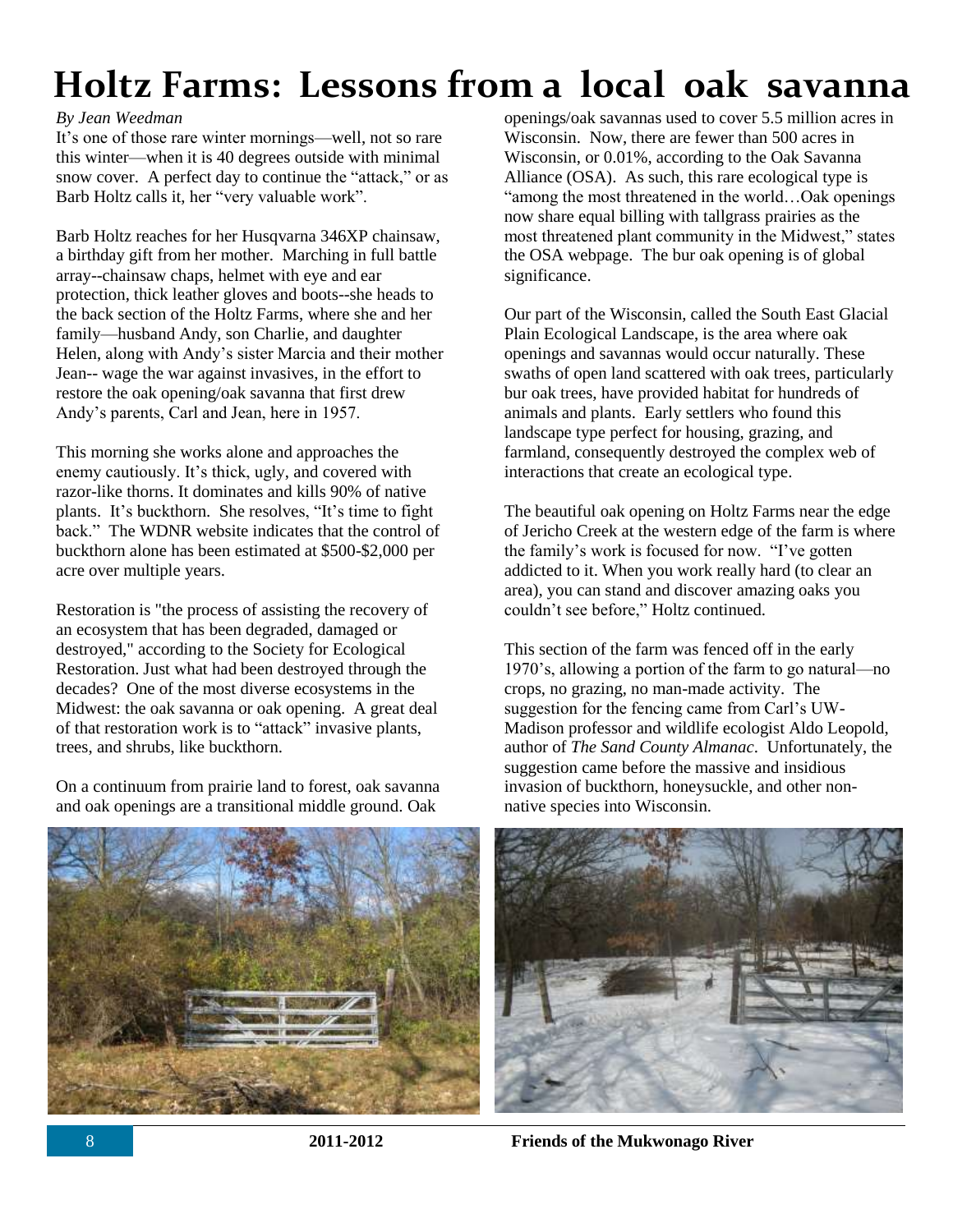# Holtz Farms: Lessons from a local oak savanna

*By Jean Weedman*

It's one of those rare winter mornings—well, not so rare this winter—when it is 40 degrees outside with minimal snow cover. A perfect day to continue the "attack," or as Barb Holtz calls it, her "very valuable work".

Barb Holtz reaches for her Husqvarna 346XP chainsaw, a birthday gift from her mother. Marching in full battle array--chainsaw chaps, helmet with eye and ear protection, thick leather gloves and boots--she heads to the back section of the Holtz Farms, where she and her family—husband Andy, son Charlie, and daughter Helen, along with Andy's sister Marcia and their mother Jean-- wage the war against invasives, in the effort to restore the oak opening/oak savanna that first drew Andy's parents, Carl and Jean, here in 1957.

This morning she works alone and approaches the enemy cautiously. It's thick, ugly, and covered with razor-like thorns. It dominates and kills 90% of native plants. It's buckthorn. She resolves, "It's time to fight back." The WDNR website indicates that the control of buckthorn alone has been estimated at $500-$2,000 per acre over multiple years.

Restoration is "the process of assisting the recovery of an ecosystem that has been degraded, damaged or destroyed," according to the Society for Ecological Restoration. Just what had been destroyed through the decades? One of the most diverse ecosystems in the Midwest: the oak savanna or oak opening. A great deal of that restoration work is to "attack" invasive plants, trees, and shrubs, like buckthorn.

On a continuum from prairie land to forest, oak savanna and oak openings are a transitional middle ground. Oak openings/oak savannas used to cover 5.5 million acres in Wisconsin. Now, there are fewer than 500 acres in Wisconsin, or 0.01%, according to the Oak Savanna Alliance (OSA). As such, this rare ecological type is "among the most threatened in the world…Oak openings now share equal billing with tallgrass prairies as the most threatened plant community in the Midwest," states the OSA webpage. The bur oak opening is of global significance.

Our part of the Wisconsin, called the South East Glacial Plain Ecological Landscape, is the area where oak openings and savannas would occur naturally. These swaths of open land scattered with oak trees, particularly bur oak trees, have provided habitat for hundreds of animals and plants. Early settlers who found this landscape type perfect for housing, grazing, and farmland, consequently destroyed the complex web of interactions that create an ecological type.

The beautiful oak opening on Holtz Farms near the edge of Jericho Creek at the western edge of the farm is where the family's work is focused for now. "I've gotten addicted to it. When you work really hard (to clear an area), you can stand and discover amazing oaks you couldn't see before," Holtz continued.

This section of the farm was fenced off in the early 1970's, allowing a portion of the farm to go natural—no crops, no grazing, no man-made activity. The suggestion for the fencing came from Carl's UW-Madison professor and wildlife ecologist Aldo Leopold, author of *The Sand County Almanac*. Unfortunately, the suggestion came before the massive and insidious invasion of buckthorn, honeysuckle, and other non-native species into Wisconsin.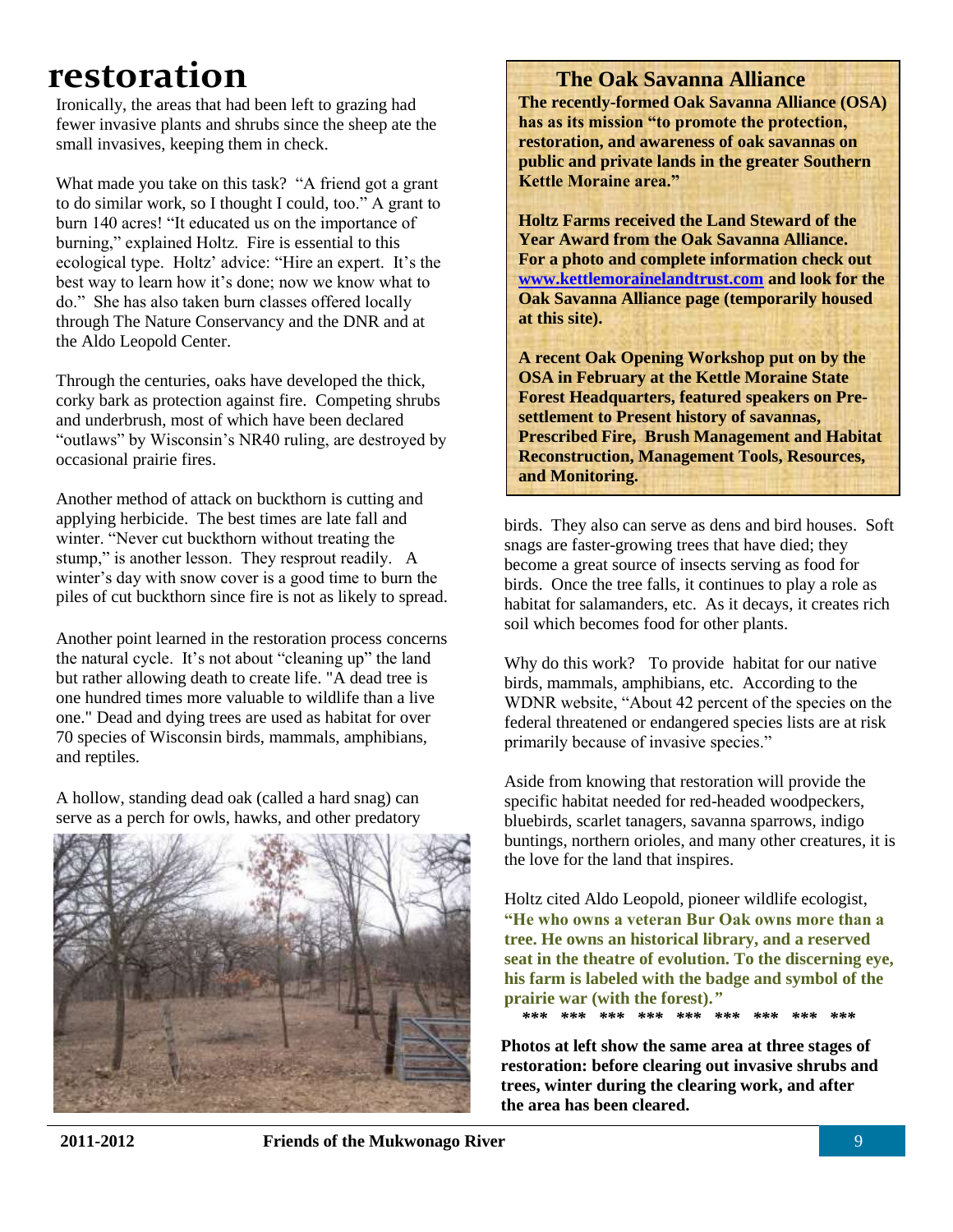# restoration

Ironically, the areas that had been left to grazing had fewer invasive plants and shrubs since the sheep ate the small invasives, keeping them in check.

What made you take on this task? "A friend got a grant to do similar work, so I thought I could, too." A grant to burn 140 acres! "It educated us on the importance of burning," explained Holtz. Fire is essential to this ecological type. Holtz' advice: "Hire an expert. It's the best way to learn how it's done; now we know what to do." She has also taken burn classes offered locally through The Nature Conservancy and the DNR and at the Aldo Leopold Center.

Through the centuries, oaks have developed the thick, corky bark as protection against fire. Competing shrubs and underbrush, most of which have been declared "outlaws" by Wisconsin's NR40 ruling, are destroyed by occasional prairie fires.

Another method of attack on buckthorn is cutting and applying herbicide. The best times are late fall and winter. "Never cut buckthorn without treating the stump," is another lesson. They resprout readily. A winter's day with snow cover is a good time to burn the piles of cut buckthorn since fire is not as likely to spread.

Another point learned in the restoration process concerns the natural cycle. It's not about "cleaning up" the land but rather allowing death to create life. "A dead tree is one hundred times more valuable to wildlife than a live one." Dead and dying trees are used as habitat for over 70 species of Wisconsin birds, mammals, amphibians, and reptiles.

A hollow, standing dead oak (called a hard snag) can serve as a perch for owls, hawks, and other predatory birds. They also can serve as dens and bird houses. Soft snags are faster-growing trees that have died; they become a great source of insects serving as food for birds. Once the tree falls, it continues to play a role as habitat for salamanders, etc. As it decays, it creates rich soil which becomes food for other plants.

Why do this work? To provide habitat for our native birds, mammals, amphibians, etc. According to the WDNR website, "About 42 percent of the species on the federal threatened or endangered species lists are at risk primarily because of invasive species."

Aside from knowing that restoration will provide the specific habitat needed for red-headed woodpeckers, bluebirds, scarlet tanagers, savanna sparrows, indigo buntings, northern orioles, and many other creatures, it is the love for the land that inspires.

Holtz cited Aldo Leopold, pioneer wildlife ecologist, **"He who owns a veteran Bur Oak owns more than a tree. He owns an historical library, and a reserved seat in the theatre of evolution. To the discerning eye, his farm is labeled with the badge and symbol of the prairie war (with the forest)."**

*** *** *** *** *** *** *** *** ***

**Photos at left show the same area at three stages of restoration: before clearing out invasive shrubs and trees, winter during the clearing work, and after the area has been cleared.**

---

## The Oak Savanna Alliance

**The recently-formed Oak Savanna Alliance (OSA) has as its mission "to promote the protection, restoration, and awareness of oak savannas on public and private lands in the greater Southern Kettle Moraine area."**

**Holtz Farms received the Land Steward of the Year Award from the Oak Savanna Alliance. For a photo and complete information check out www.kettlemorainelandtrust.com and look for the Oak Savanna Alliance page (temporarily housed at this site).**

**A recent Oak Opening Workshop put on by the OSA in February at the Kettle Moraine State Forest Headquarters, featured speakers on Pre-settlement to Present history of savannas, Prescribed Fire, Brush Management and Habitat Reconstruction, Management Tools, Resources, and Monitoring.**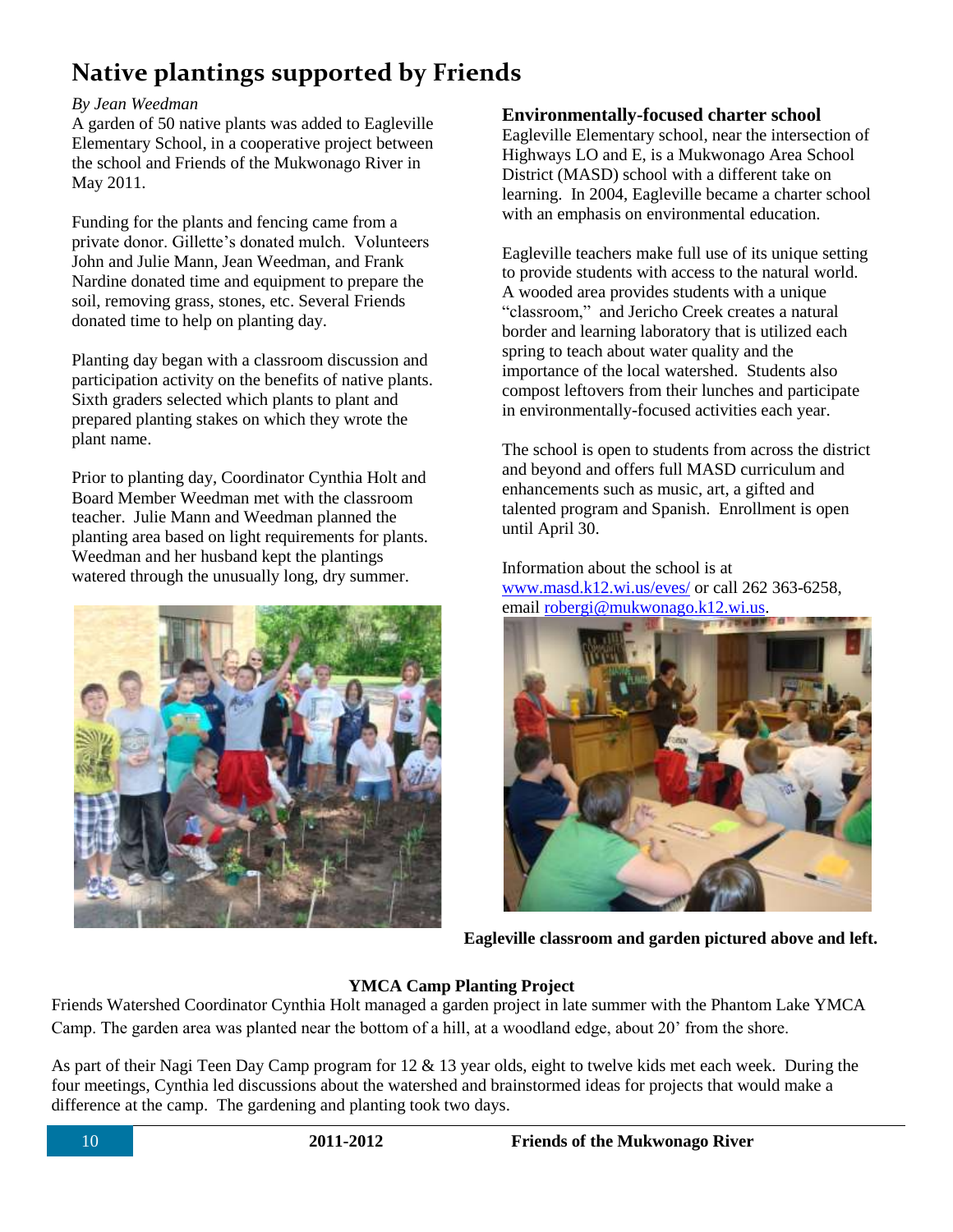# Native plantings supported by Friends

*By Jean Weedman*

A garden of 50 native plants was added to Eagleville Elementary School, in a cooperative project between the school and Friends of the Mukwonago River in May 2011.

Funding for the plants and fencing came from a private donor. Gillette's donated mulch. Volunteers John and Julie Mann, Jean Weedman, and Frank Nardine donated time and equipment to prepare the soil, removing grass, stones, etc. Several Friends donated time to help on planting day.

Planting day began with a classroom discussion and participation activity on the benefits of native plants. Sixth graders selected which plants to plant and prepared planting stakes on which they wrote the plant name.

Prior to planting day, Coordinator Cynthia Holt and Board Member Weedman met with the classroom teacher. Julie Mann and Weedman planned the planting area based on light requirements for plants. Weedman and her husband kept the plantings watered through the unusually long, dry summer.

**Environmentally-focused charter school**

Eagleville Elementary school, near the intersection of Highways LO and E, is a Mukwonago Area School District (MASD) school with a different take on learning. In 2004, Eagleville became a charter school with an emphasis on environmental education.

Eagleville teachers make full use of its unique setting to provide students with access to the natural world. A wooded area provides students with a unique "classroom," and Jericho Creek creates a natural border and learning laboratory that is utilized each spring to teach about water quality and the importance of the local watershed. Students also compost leftovers from their lunches and participate in environmentally-focused activities each year.

The school is open to students from across the district and beyond and offers full MASD curriculum and enhancements such as music, art, a gifted and talented program and Spanish. Enrollment is open until April 30.

Information about the school is at www.masd.k12.wi.us/eves/ or call 262 363-6258, email robergi@mukwonago.k12.wi.us.

**Eagleville classroom and garden pictured above and left.**

**YMCA Camp Planting Project**

Friends Watershed Coordinator Cynthia Holt managed a garden project in late summer with the Phantom Lake YMCA Camp. The garden area was planted near the bottom of a hill, at a woodland edge, about 20' from the shore.

As part of their Nagi Teen Day Camp program for 12 & 13 year olds, eight to twelve kids met each week. During the four meetings, Cynthia led discussions about the watershed and brainstormed ideas for projects that would make a difference at the camp. The gardening and planting took two days.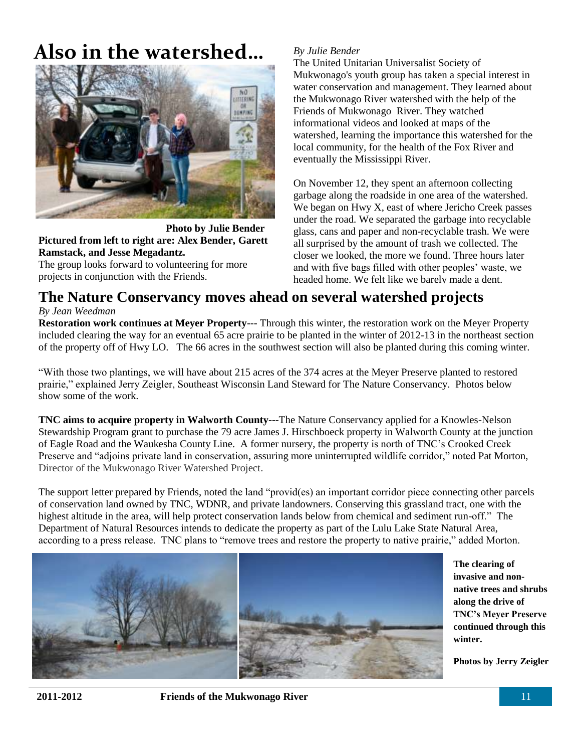# Also in the watershed…

**Photo by Julie Bender**

**Pictured from left to right are: Alex Bender, Garett Ramstack, and Jesse Megadantz.**

The group looks forward to volunteering for more projects in conjunction with the Friends.

*By Julie Bender*

The United Unitarian Universalist Society of Mukwonago's youth group has taken a special interest in water conservation and management. They learned about the Mukwonago River watershed with the help of the Friends of Mukwonago River. They watched informational videos and looked at maps of the watershed, learning the importance this watershed for the local community, for the health of the Fox River and eventually the Mississippi River.

On November 12, they spent an afternoon collecting garbage along the roadside in one area of the watershed. We began on Hwy X, east of where Jericho Creek passes under the road. We separated the garbage into recyclable glass, cans and paper and non-recyclable trash. We were all surprised by the amount of trash we collected. The closer we looked, the more we found. Three hours later and with five bags filled with other peoples' waste, we headed home. We felt like we barely made a dent.

## The Nature Conservancy moves ahead on several watershed projects

*By Jean Weedman*

**Restoration work continues at Meyer Property---** Through this winter, the restoration work on the Meyer Property included clearing the way for an eventual 65 acre prairie to be planted in the winter of 2012-13 in the northeast section of the property off of Hwy LO. The 66 acres in the southwest section will also be planted during this coming winter.

"With those two plantings, we will have about 215 acres of the 374 acres at the Meyer Preserve planted to restored prairie," explained Jerry Zeigler, Southeast Wisconsin Land Steward for The Nature Conservancy. Photos below show some of the work.

**TNC aims to acquire property in Walworth County---**The Nature Conservancy applied for a Knowles-Nelson Stewardship Program grant to purchase the 79 acre James J. Hirschboeck property in Walworth County at the junction of Eagle Road and the Waukesha County Line. A former nursery, the property is north of TNC's Crooked Creek Preserve and "adjoins private land in conservation, assuring more uninterrupted wildlife corridor," noted Pat Morton, Director of the Mukwonago River Watershed Project.

The support letter prepared by Friends, noted the land "provid(es) an important corridor piece connecting other parcels of conservation land owned by TNC, WDNR, and private landowners. Conserving this grassland tract, one with the highest altitude in the area, will help protect conservation lands below from chemical and sediment run-off." The Department of Natural Resources intends to dedicate the property as part of the Lulu Lake State Natural Area, according to a press release. TNC plans to "remove trees and restore the property to native prairie," added Morton.

**The clearing of invasive and non-native trees and shrubs along the drive of TNC's Meyer Preserve continued through this winter.**

**Photos by Jerry Zeigler**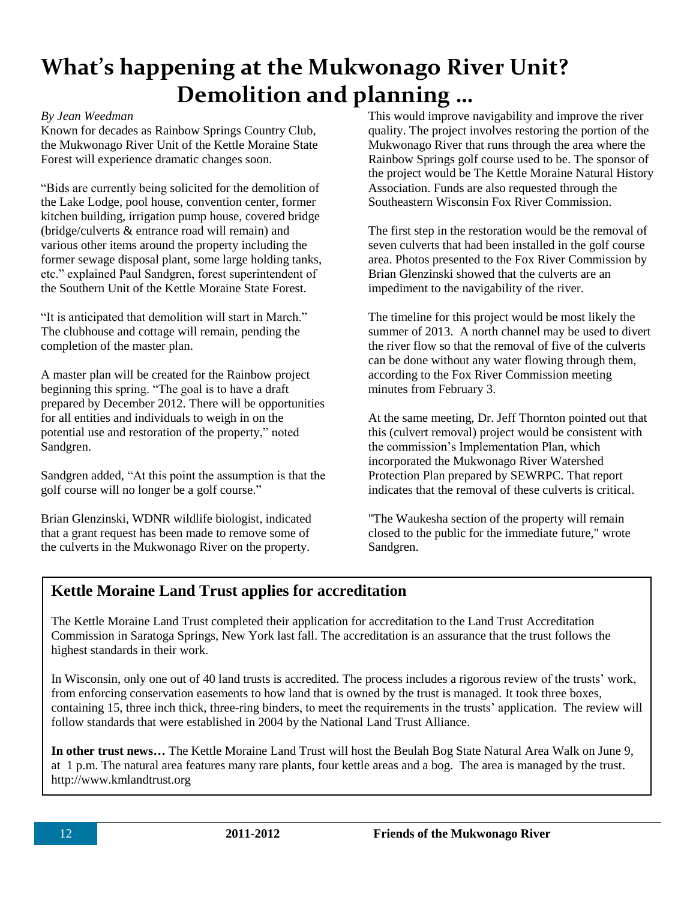# What's happening at the Mukwonago River Unit? Demolition and planning …

*By Jean Weedman*

Known for decades as Rainbow Springs Country Club, the Mukwonago River Unit of the Kettle Moraine State Forest will experience dramatic changes soon.

"Bids are currently being solicited for the demolition of the Lake Lodge, pool house, convention center, former kitchen building, irrigation pump house, covered bridge (bridge/culverts & entrance road will remain) and various other items around the property including the former sewage disposal plant, some large holding tanks, etc." explained Paul Sandgren, forest superintendent of the Southern Unit of the Kettle Moraine State Forest.

"It is anticipated that demolition will start in March." The clubhouse and cottage will remain, pending the completion of the master plan.

A master plan will be created for the Rainbow project beginning this spring. "The goal is to have a draft prepared by December 2012. There will be opportunities for all entities and individuals to weigh in on the potential use and restoration of the property," noted Sandgren.

Sandgren added, "At this point the assumption is that the golf course will no longer be a golf course."

Brian Glenzinski, WDNR wildlife biologist, indicated that a grant request has been made to remove some of the culverts in the Mukwonago River on the property. This would improve navigability and improve the river quality. The project involves restoring the portion of the Mukwonago River that runs through the area where the Rainbow Springs golf course used to be. The sponsor of the project would be The Kettle Moraine Natural History Association. Funds are also requested through the Southeastern Wisconsin Fox River Commission.

The first step in the restoration would be the removal of seven culverts that had been installed in the golf course area. Photos presented to the Fox River Commission by Brian Glenzinski showed that the culverts are an impediment to the navigability of the river.

The timeline for this project would be most likely the summer of 2013. A north channel may be used to divert the river flow so that the removal of five of the culverts can be done without any water flowing through them, according to the Fox River Commission meeting minutes from February 3.

At the same meeting, Dr. Jeff Thornton pointed out that this (culvert removal) project would be consistent with the commission's Implementation Plan, which incorporated the Mukwonago River Watershed Protection Plan prepared by SEWRPC. That report indicates that the removal of these culverts is critical.

"The Waukesha section of the property will remain closed to the public for the immediate future," wrote Sandgren.

## Kettle Moraine Land Trust applies for accreditation

The Kettle Moraine Land Trust completed their application for accreditation to the Land Trust Accreditation Commission in Saratoga Springs, New York last fall. The accreditation is an assurance that the trust follows the highest standards in their work.

In Wisconsin, only one out of 40 land trusts is accredited. The process includes a rigorous review of the trusts' work, from enforcing conservation easements to how land that is owned by the trust is managed. It took three boxes, containing 15, three inch thick, three-ring binders, to meet the requirements in the trusts' application. The review will follow standards that were established in 2004 by the National Land Trust Alliance.

**In other trust news…** The Kettle Moraine Land Trust will host the Beulah Bog State Natural Area Walk on June 9, at 1 p.m. The natural area features many rare plants, four kettle areas and a bog. The area is managed by the trust. http://www.kmlandtrust.org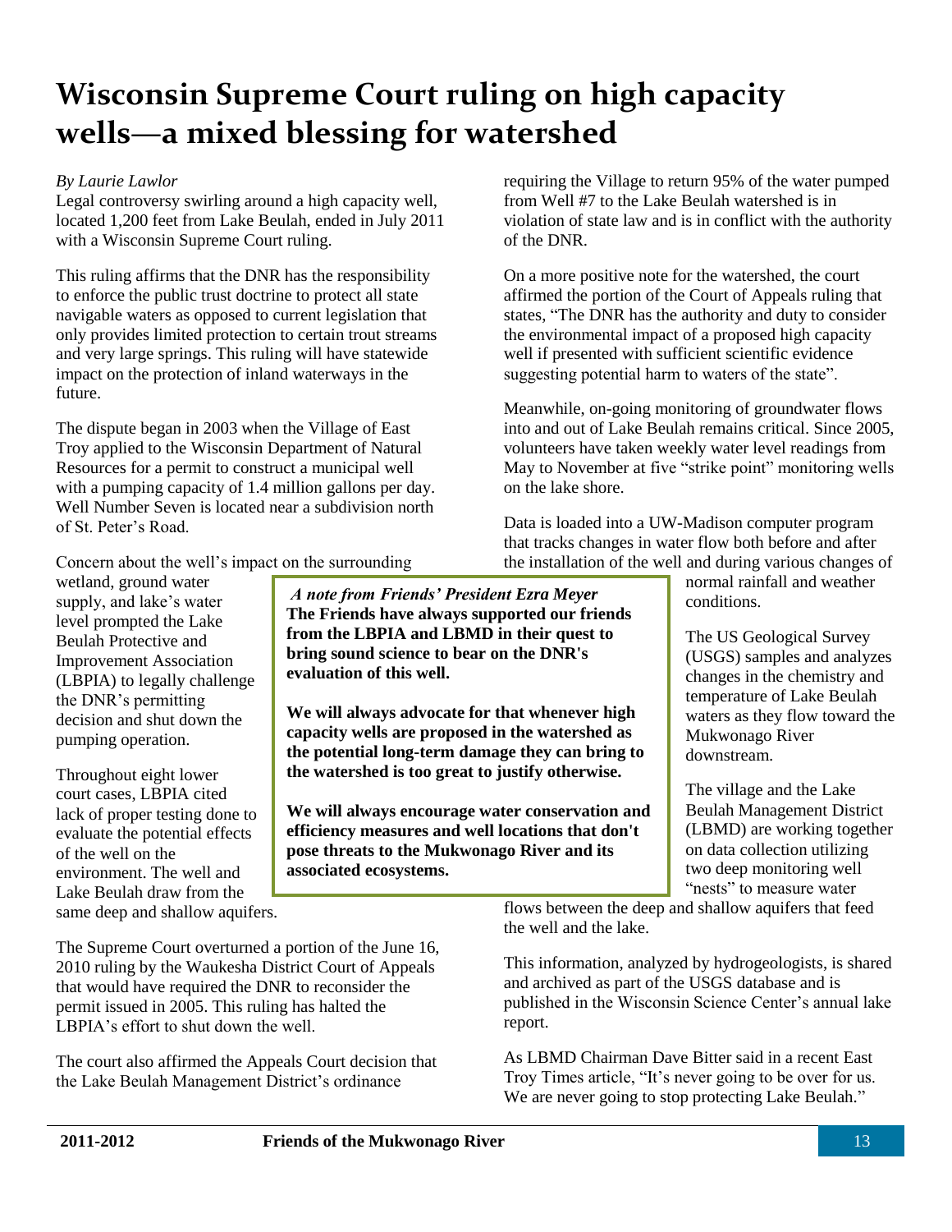# Wisconsin Supreme Court ruling on high capacity wells—a mixed blessing for watershed

*By Laurie Lawlor*

Legal controversy swirling around a high capacity well, located 1,200 feet from Lake Beulah, ended in July 2011 with a Wisconsin Supreme Court ruling.

This ruling affirms that the DNR has the responsibility to enforce the public trust doctrine to protect all state navigable waters as opposed to current legislation that only provides limited protection to certain trout streams and very large springs. This ruling will have statewide impact on the protection of inland waterways in the future.

The dispute began in 2003 when the Village of East Troy applied to the Wisconsin Department of Natural Resources for a permit to construct a municipal well with a pumping capacity of 1.4 million gallons per day. Well Number Seven is located near a subdivision north of St. Peter's Road.

Concern about the well's impact on the surrounding wetland, ground water supply, and lake's water level prompted the Lake Beulah Protective and Improvement Association (LBPIA) to legally challenge the DNR's permitting decision and shut down the pumping operation.

Throughout eight lower court cases, LBPIA cited lack of proper testing done to evaluate the potential effects of the well on the environment. The well and Lake Beulah draw from the same deep and shallow aquifers.

The Supreme Court overturned a portion of the June 16, 2010 ruling by the Waukesha District Court of Appeals that would have required the DNR to reconsider the permit issued in 2005. This ruling has halted the LBPIA's effort to shut down the well.

The court also affirmed the Appeals Court decision that the Lake Beulah Management District's ordinance requiring the Village to return 95% of the water pumped from Well #7 to the Lake Beulah watershed is in violation of state law and is in conflict with the authority of the DNR.

On a more positive note for the watershed, the court affirmed the portion of the Court of Appeals ruling that states, "The DNR has the authority and duty to consider the environmental impact of a proposed high capacity well if presented with sufficient scientific evidence suggesting potential harm to waters of the state".

Meanwhile, on-going monitoring of groundwater flows into and out of Lake Beulah remains critical. Since 2005, volunteers have taken weekly water level readings from May to November at five "strike point" monitoring wells on the lake shore.

Data is loaded into a UW-Madison computer program that tracks changes in water flow both before and after the installation of the well and during various changes of normal rainfall and weather conditions.

The US Geological Survey (USGS) samples and analyzes changes in the chemistry and temperature of Lake Beulah waters as they flow toward the Mukwonago River downstream.

The village and the Lake Beulah Management District (LBMD) are working together on data collection utilizing two deep monitoring well "nests" to measure water flows between the deep and shallow aquifers that feed the well and the lake.

This information, analyzed by hydrogeologists, is shared and archived as part of the USGS database and is published in the Wisconsin Science Center's annual lake report.

As LBMD Chairman Dave Bitter said in a recent East Troy Times article, "It's never going to be over for us. We are never going to stop protecting Lake Beulah."

***A note from Friends' President Ezra Meyer***

**The Friends have always supported our friends from the LBPIA and LBMD in their quest to bring sound science to bear on the DNR's evaluation of this well.**

**We will always advocate for that whenever high capacity wells are proposed in the watershed as the potential long-term damage they can bring to the watershed is too great to justify otherwise.**

**We will always encourage water conservation and efficiency measures and well locations that don't pose threats to the Mukwonago River and its associated ecosystems.**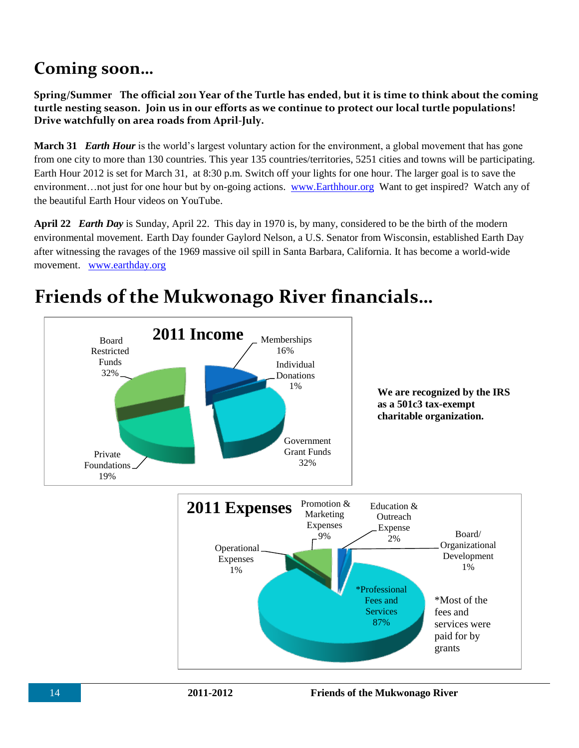# Coming soon…

**Spring/Summer   The official 2011 Year of the Turtle has ended, but it is time to think about the coming turtle nesting season. Join us in our efforts as we continue to protect our local turtle populations! Drive watchfully on area roads from April-July.**

**March 31**   ***Earth Hour*** is the world's largest voluntary action for the environment, a global movement that has gone from one city to more than 130 countries. This year 135 countries/territories, 5251 cities and towns will be participating. Earth Hour 2012 is set for March 31, at 8:30 p.m. Switch off your lights for one hour. The larger goal is to save the environment…not just for one hour but by on-going actions. www.Earthhour.org Want to get inspired? Watch any of the beautiful Earth Hour videos on YouTube.

**April 22**   ***Earth Day*** is Sunday, April 22. This day in 1970 is, by many, considered to be the birth of the modern environmental movement. Earth Day founder Gaylord Nelson, a U.S. Senator from Wisconsin, established Earth Day after witnessing the ravages of the 1969 massive oil spill in Santa Barbara, California. It has become a world-wide movement. www.earthday.org

# Friends of the Mukwonago River financials…

**2011 Income**

- Memberships 16%
- Individual Donations 1%
- Government Grant Funds 32%
- Private Foundations 19%
- Board Restricted Funds 32%

**We are recognized by the IRS as a 501c3 tax-exempt charitable organization.**

**2011 Expenses**

- Promotion & Marketing Expenses 9%
- Education & Outreach Expense 2%
- Board/ Organizational Development 1%
- *Professional Fees and Services 87%
- Operational Expenses 1%

*Most of the fees and services were paid for by grants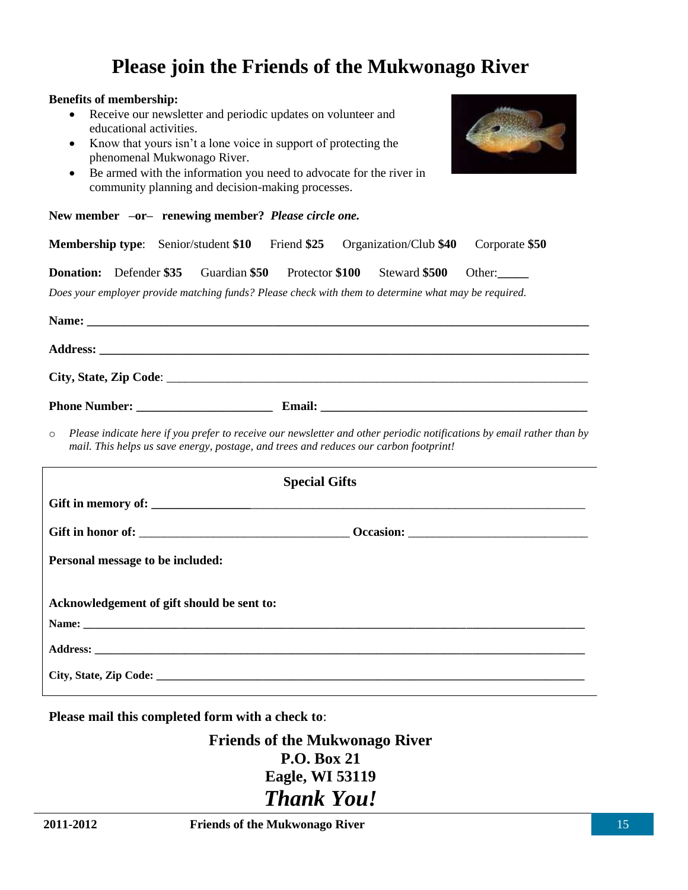# Please join the Friends of the Mukwonago River

**Benefits of membership:**

- Receive our newsletter and periodic updates on volunteer and educational activities.
- Know that yours isn't a lone voice in support of protecting the phenomenal Mukwonago River.
- Be armed with the information you need to advocate for the river in community planning and decision-making processes.

**New member –or– renewing member?** ***Please circle one.***

**Membership type**: Senior/student **$10** Friend **$25** Organization/Club **$40** Corporate **$50**

**Donation:** Defender **$35** Guardian **$50** Protector **$100** Steward **$500** Other:_____

*Does your employer provide matching funds? Please check with them to determine what may be required.*

**Name:** ______________________________________________________________________________

**Address:** ____________________________________________________________________________

**City, State, Zip Code**: ________________________________________________________________

**Phone Number:** _____________________ **Email:** __________________________________________

- ○ *Please indicate here if you prefer to receive our newsletter and other periodic notifications by email rather than by mail. This helps us save energy, postage, and trees and reduces our carbon footprint!*

## Special Gifts

**Gift in memory of:** ________________________________________________________________________

**Gift in honor of:** ________________________________ **Occasion:** ___________________________

**Personal message to be included:**

**Acknowledgement of gift should be sent to:**

**Name:** ______________________________________________________________________________

**Address:** ____________________________________________________________________________

**City, State, Zip Code:** ________________________________________________________________

**Please mail this completed form with a check to**:

**Friends of the Mukwonago River**
**P.O. Box 21**
**Eagle, WI 53119**

***Thank You!***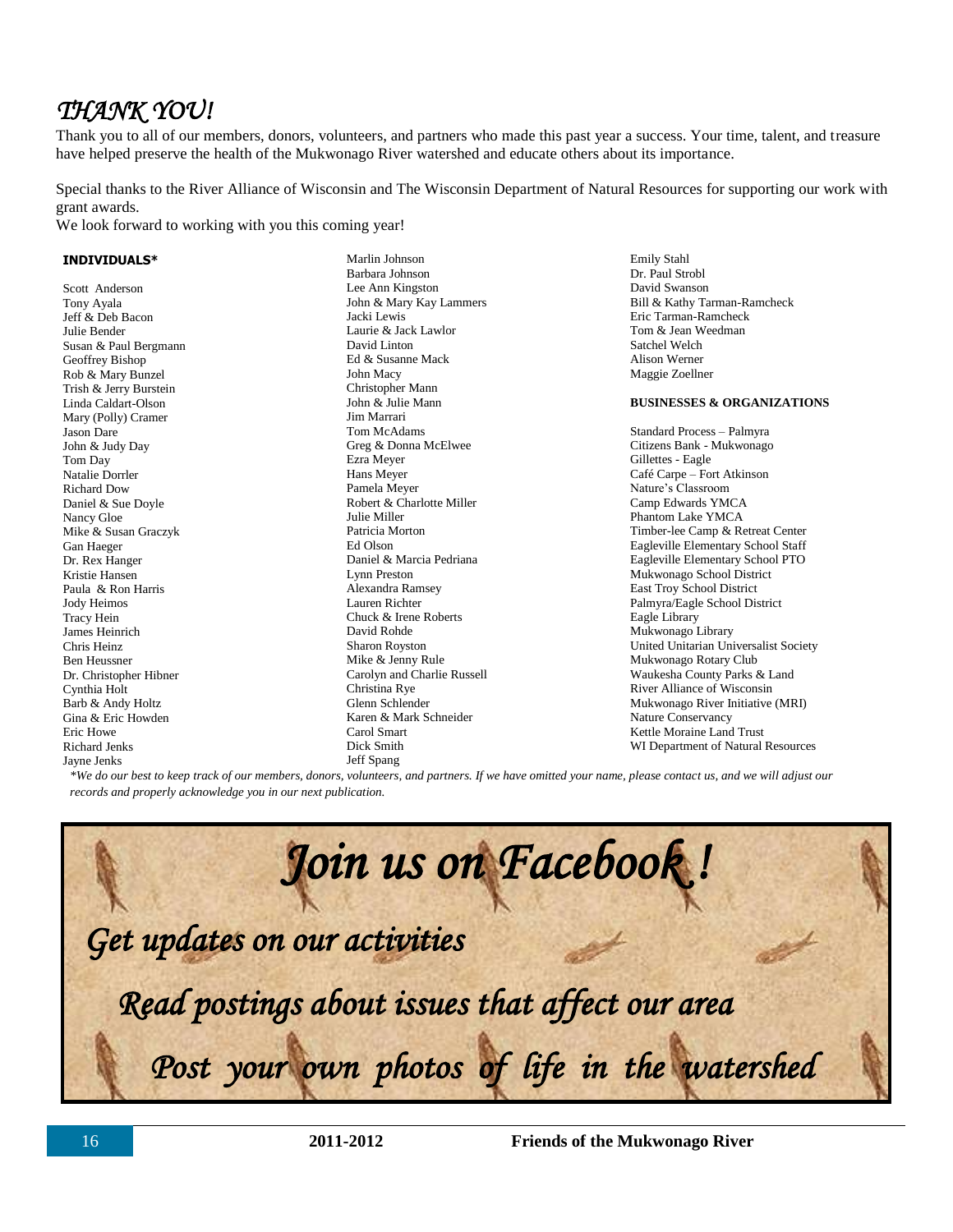# *THANK YOU!*

Thank you to all of our members, donors, volunteers, and partners who made this past year a success. Your time, talent, and treasure have helped preserve the health of the Mukwonago River watershed and educate others about its importance.

Special thanks to the River Alliance of Wisconsin and The Wisconsin Department of Natural Resources for supporting our work with grant awards.

We look forward to working with you this coming year!

**INDIVIDUALS***

Scott Anderson
Tony Ayala
Jeff & Deb Bacon
Julie Bender
Susan & Paul Bergmann
Geoffrey Bishop
Rob & Mary Bunzel
Trish & Jerry Burstein
Linda Caldart-Olson
Mary (Polly) Cramer
Jason Dare
John & Judy Day
Tom Day
Natalie Dorrler
Richard Dow
Daniel & Sue Doyle
Nancy Gloe
Mike & Susan Graczyk
Gan Haeger
Dr. Rex Hanger
Kristie Hansen
Paula & Ron Harris
Jody Heimos
Tracy Hein
James Heinrich
Chris Heinz
Ben Heussner
Dr. Christopher Hibner
Cynthia Holt
Barb & Andy Holtz
Gina & Eric Howden
Eric Howe
Richard Jenks
Jayne Jenks
Marlin Johnson
Barbara Johnson
Lee Ann Kingston
John & Mary Kay Lammers
Jacki Lewis
Laurie & Jack Lawlor
David Linton
Ed & Susanne Mack
John Macy
Christopher Mann
John & Julie Mann
Jim Marrari
Tom McAdams
Greg & Donna McElwee
Ezra Meyer
Hans Meyer
Pamela Meyer
Robert & Charlotte Miller
Julie Miller
Patricia Morton
Ed Olson
Daniel & Marcia Pedriana
Lynn Preston
Alexandra Ramsey
Lauren Richter
Chuck & Irene Roberts
David Rohde
Sharon Royston
Mike & Jenny Rule
Carolyn and Charlie Russell
Christina Rye
Glenn Schlender
Karen & Mark Schneider
Carol Smart
Dick Smith
Jeff Spang
Emily Stahl
Dr. Paul Strobl
David Swanson
Bill & Kathy Tarman-Ramcheck
Eric Tarman-Ramcheck
Tom & Jean Weedman
Satchel Welch
Alison Werner
Maggie Zoellner

**BUSINESSES & ORGANIZATIONS**

Standard Process – Palmyra
Citizens Bank - Mukwonago
Gillettes - Eagle
Café Carpe – Fort Atkinson
Nature's Classroom
Camp Edwards YMCA
Phantom Lake YMCA
Timber-lee Camp & Retreat Center
Eagleville Elementary School Staff
Eagleville Elementary School PTO
Mukwonago School District
East Troy School District
Palmyra/Eagle School District
Eagle Library
Mukwonago Library
United Unitarian Universalist Society
Mukwonago Rotary Club
Waukesha County Parks & Land
River Alliance of Wisconsin
Mukwonago River Initiative (MRI)
Nature Conservancy
Kettle Moraine Land Trust
WI Department of Natural Resources

*\*We do our best to keep track of our members, donors, volunteers, and partners. If we have omitted your name, please contact us, and we will adjust our records and properly acknowledge you in our next publication.*

## *Join us on Facebook !*

*Get updates on our activities*

*Read postings about issues that affect our area*

*Post your own photos of life in the watershed*